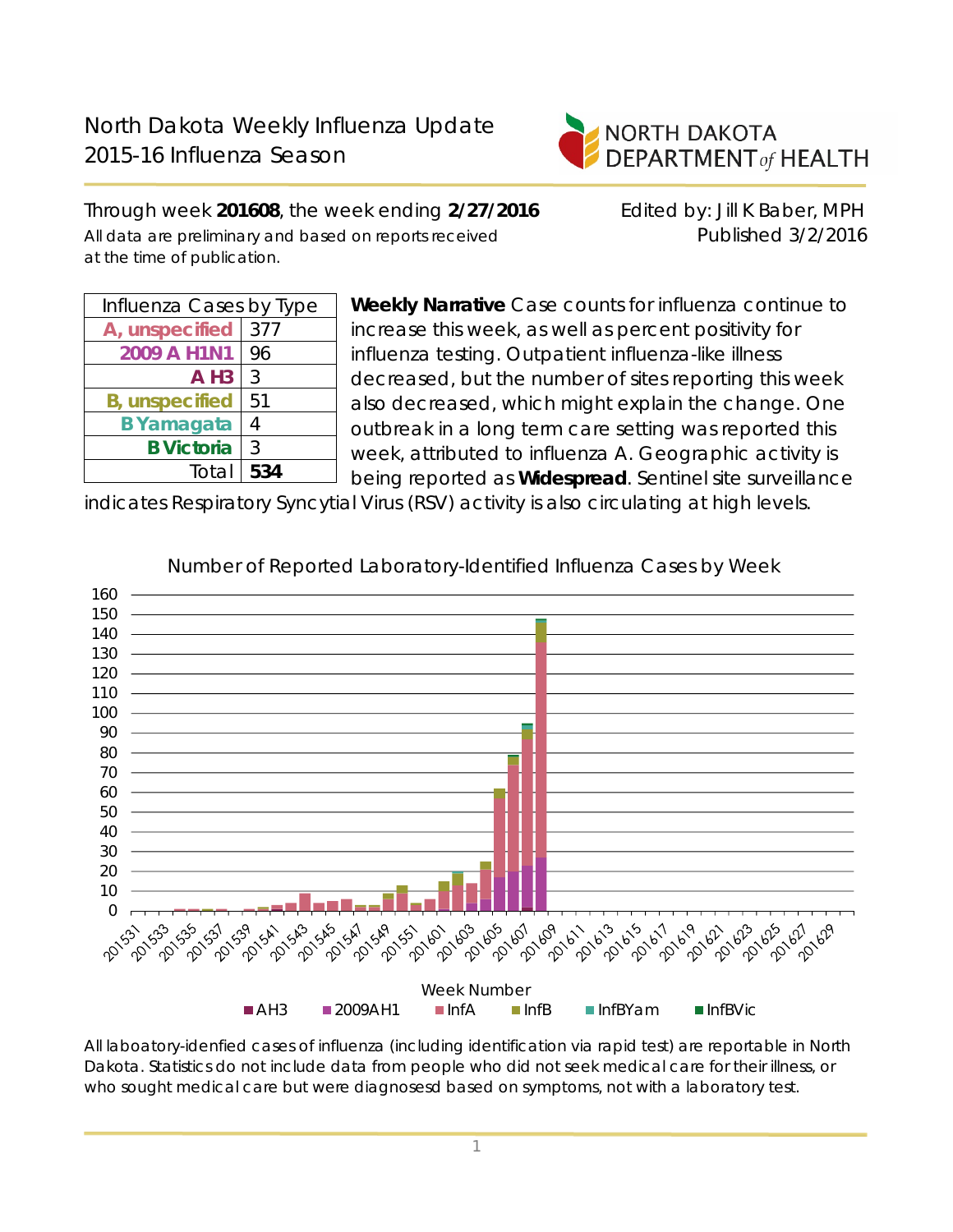# North Dakota Weekly Influenza Update
# 2015-16 Influenza Season

NORTH DAKOTA DEPARTMENT *of* HEALTH

Through week **201608**, the week ending **2/27/2016**

All data are preliminary and based on reports received at the time of publication.

Edited by: Jill K Baber, MPH

Published 3/2/2016

| Influenza Cases by Type | |
|---|---|
| A, unspecified | 377 |
| 2009 A H1N1 | 96 |
| A H3 | 3 |
| B, unspecified | 51 |
| B Yamagata | 4 |
| B Victoria | 3 |
| Total | **534** |

**Weekly Narrative** Case counts for influenza continue to increase this week, as well as percent positivity for influenza testing. Outpatient influenza-like illness decreased, but the number of sites reporting this week also decreased, which might explain the change. One outbreak in a long term care setting was reported this week, attributed to influenza A. Geographic activity is being reported as **Widespread**. Sentinel site surveillance indicates Respiratory Syncytial Virus (RSV) activity is also circulating at high levels.

Number of Reported Laboratory-Identified Influenza Cases by Week

Week Number

AH3 | 2009AH1 | InfA | InfB | InfBYam | InfBVic

All laboatory-idenfied cases of influenza (including identification via rapid test) are reportable in North Dakota. Statistics do not include data from people who did not seek medical care for their illness, or who sought medical care but were diagnosesd based on symptoms, not with a laboratory test.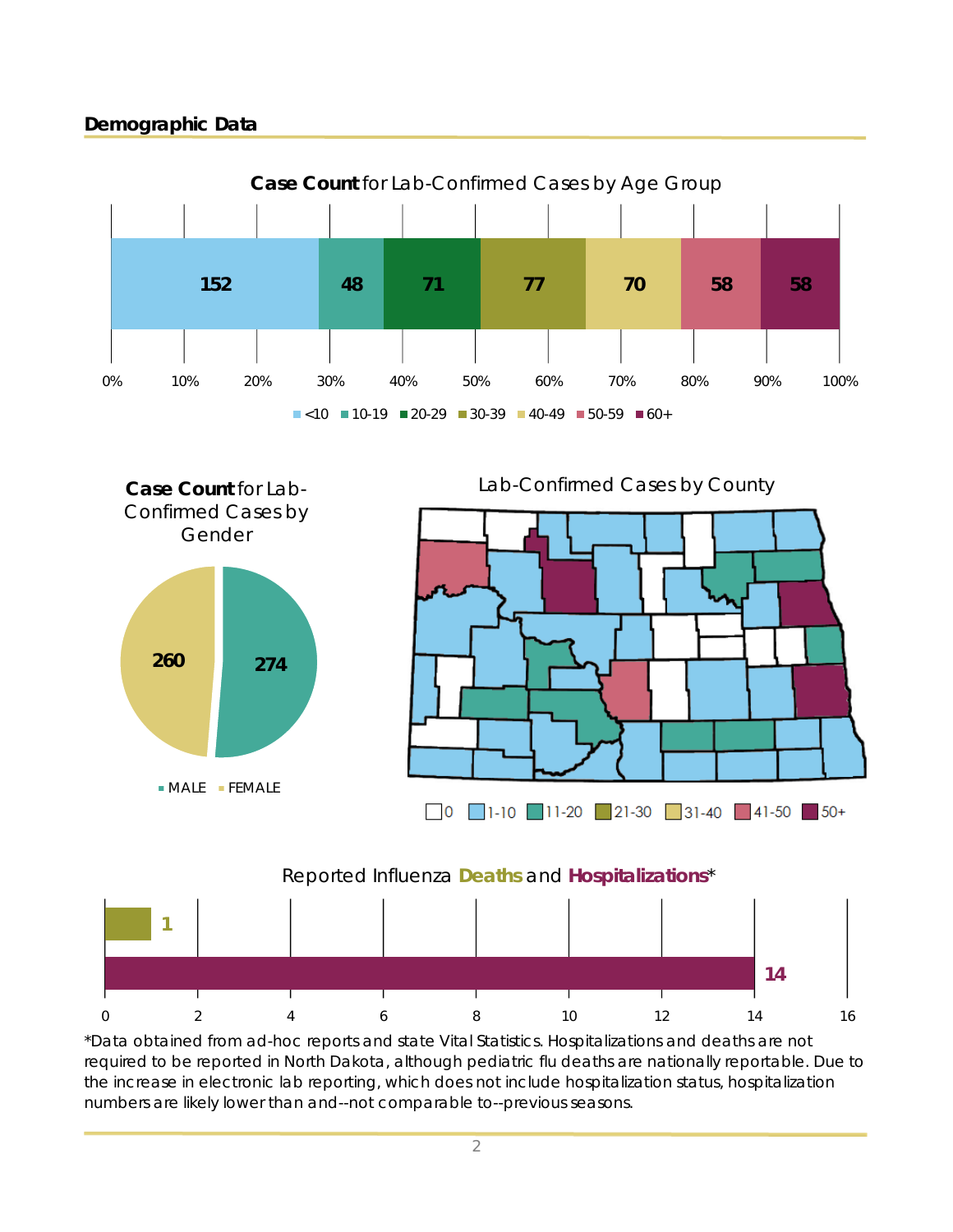## Demographic Data

**Case Count** for Lab-Confirmed Cases by Age Group

| <10 | 10-19 | 20-29 | 30-39 | 40-49 | 50-59 | 60+ |
|---|---|---|---|---|---|---|
| 152 | 48 | 71 | 77 | 70 | 58 | 58 |

**Case Count** for Lab-Confirmed Cases by Gender

| MALE | FEMALE |
|---|---|
| 274 | 260 |

Lab-Confirmed Cases by County

0 | 1-10 | 11-20 | 21-30 | 31-40 | 41-50 | 50+

Reported Influenza **Deaths** and **Hospitalizations***

| Deaths | Hospitalizations |
|---|---|
| 1 | 14 |

*Data obtained from ad-hoc reports and state Vital Statistics. Hospitalizations and deaths are not required to be reported in North Dakota, although pediatric flu deaths are nationally reportable. Due to the increase in electronic lab reporting, which does not include hospitalization status, hospitalization numbers are likely lower than and--not comparable to--previous seasons.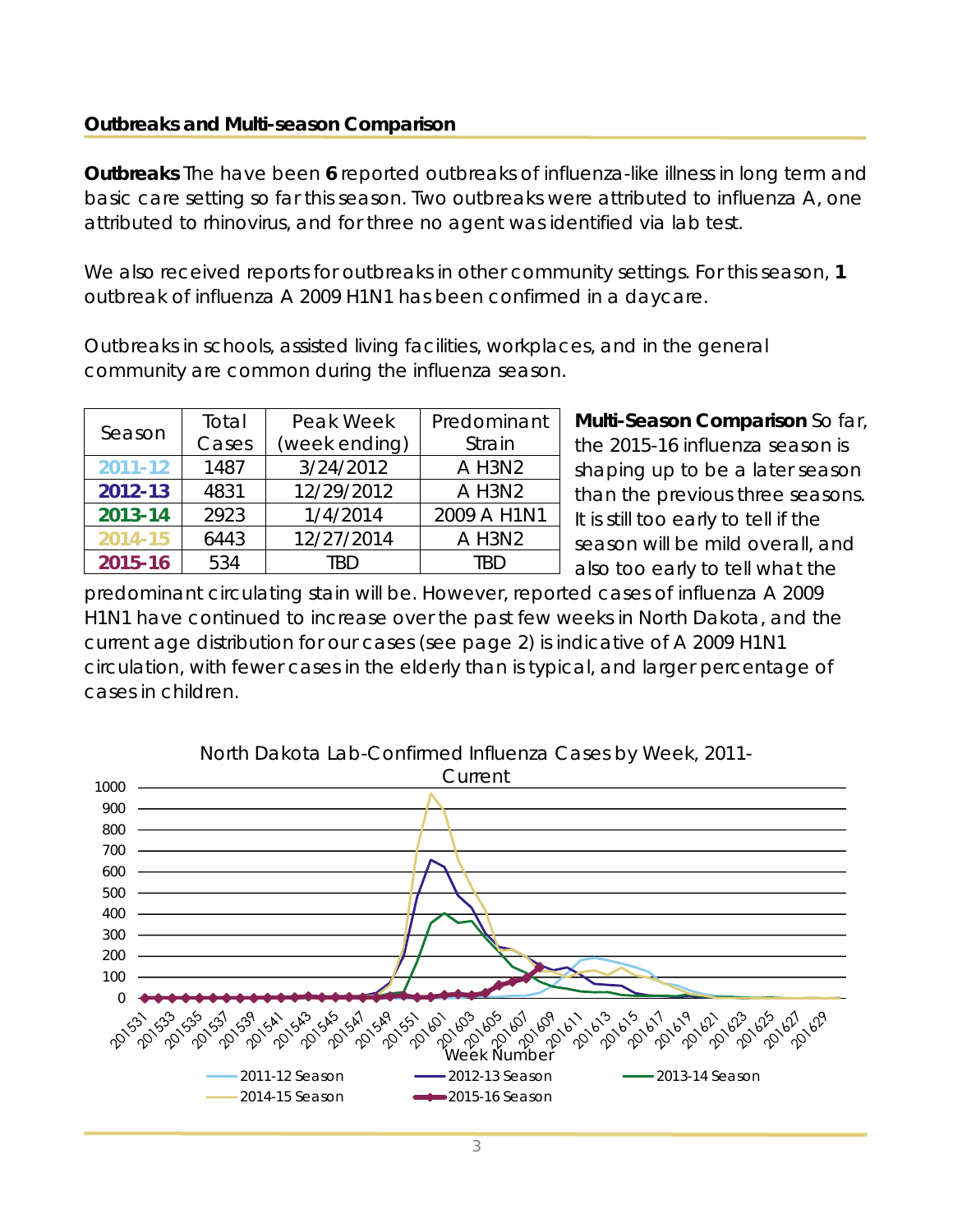## Outbreaks and Multi-season Comparison

**Outbreaks** The have been **6** reported outbreaks of influenza-like illness in long term and basic care setting so far this season. Two outbreaks were attributed to influenza A, one attributed to rhinovirus, and for three no agent was identified via lab test.

We also received reports for outbreaks in other community settings. For this season, **1** outbreak of influenza A 2009 H1N1 has been confirmed in a daycare.

Outbreaks in schools, assisted living facilities, workplaces, and in the general community are common during the influenza season.

| Season | Total Cases | Peak Week (week ending) | Predominant Strain |
|---|---|---|---|
| 2011-12 | 1487 | 3/24/2012 | A H3N2 |
| 2012-13 | 4831 | 12/29/2012 | A H3N2 |
| 2013-14 | 2923 | 1/4/2014 | 2009 A H1N1 |
| 2014-15 | 6443 | 12/27/2014 | A H3N2 |
| 2015-16 | 534 | TBD | TBD |

**Multi-Season Comparison** So far, the 2015-16 influenza season is shaping up to be a later season than the previous three seasons. It is still too early to tell if the season will be mild overall, and also too early to tell what the predominant circulating stain will be. However, reported cases of influenza A 2009 H1N1 have continued to increase over the past few weeks in North Dakota, and the current age distribution for our cases (see page 2) is indicative of A 2009 H1N1 circulation, with fewer cases in the elderly than is typical, and larger percentage of cases in children.

North Dakota Lab-Confirmed Influenza Cases by Week, 2011-Current

Week Number

2011-12 Season, 2012-13 Season, 2013-14 Season, 2014-15 Season, 2015-16 Season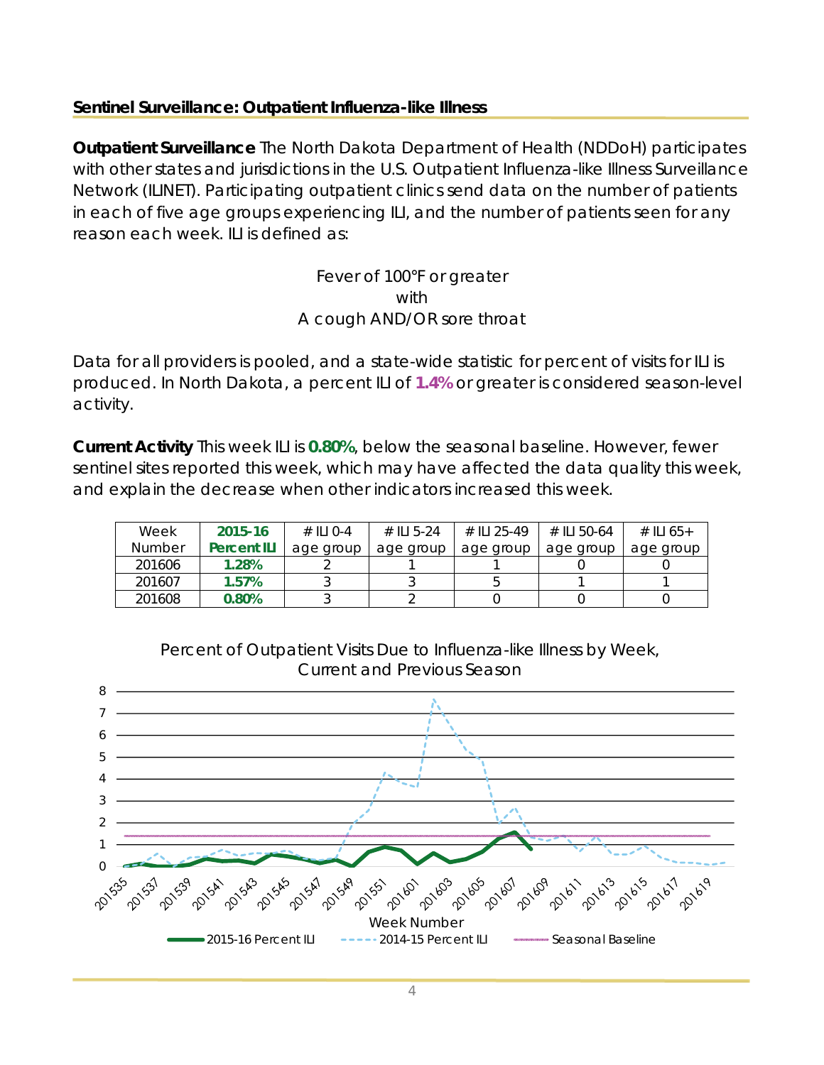## Sentinel Surveillance: Outpatient Influenza-like Illness

**Outpatient Surveillance** The North Dakota Department of Health (NDDoH) participates with other states and jurisdictions in the U.S. Outpatient Influenza-like Illness Surveillance Network (ILINET). Participating outpatient clinics send data on the number of patients in each of five age groups experiencing ILI, and the number of patients seen for any reason each week. ILI is defined as:

Fever of 100°F or greater
with
A cough AND/OR sore throat

Data for all providers is pooled, and a state-wide statistic for percent of visits for ILI is produced. In North Dakota, a percent ILI of **1.4%** or greater is considered season-level activity.

**Current Activity** This week ILI is **0.80%**, below the seasonal baseline. However, fewer sentinel sites reported this week, which may have affected the data quality this week, and explain the decrease when other indicators increased this week.

| Week Number | 2015-16 Percent ILI | # ILI 0-4 age group | # ILI 5-24 age group | # ILI 25-49 age group | # ILI 50-64 age group | # ILI 65+ age group |
|---|---|---|---|---|---|---|
| 201606 | **1.28%** | 2 | 1 | 1 | 0 | 0 |
| 201607 | **1.57%** | 3 | 3 | 5 | 1 | 1 |
| 201608 | **0.80%** | 3 | 2 | 0 | 0 | 0 |

Percent of Outpatient Visits Due to Influenza-like Illness by Week, Current and Previous Season

Legend: 2015-16 Percent ILI; 2014-15 Percent ILI; Seasonal Baseline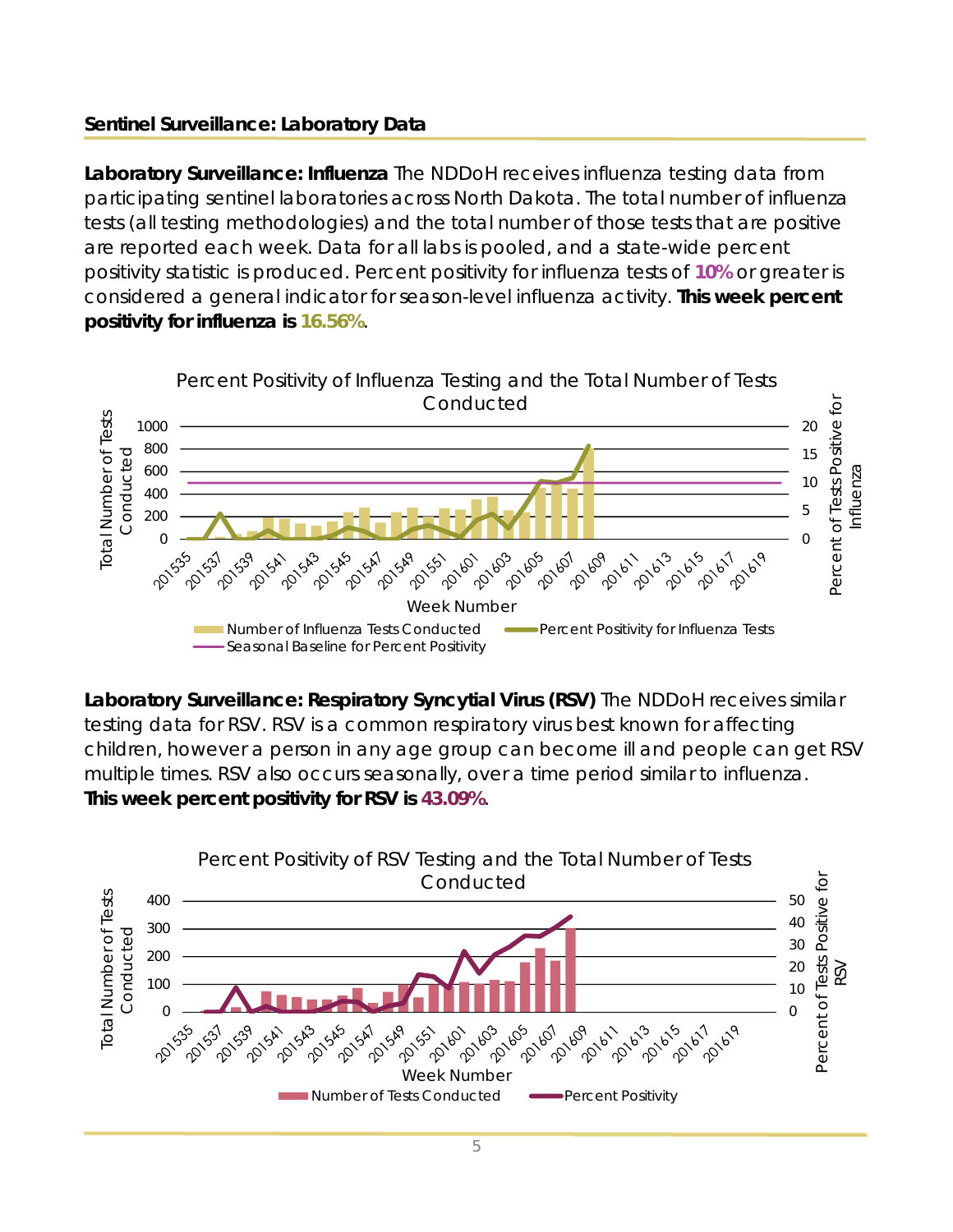## Sentinel Surveillance: Laboratory Data

**Laboratory Surveillance: Influenza** The NDDoH receives influenza testing data from participating sentinel laboratories across North Dakota. The total number of influenza tests (all testing methodologies) and the total number of those tests that are positive are reported each week. Data for all labs is pooled, and a state-wide percent positivity statistic is produced. Percent positivity for influenza tests of **10%** or greater is considered a general indicator for season-level influenza activity. **This week percent positivity for influenza is 16.56%**.

Percent Positivity of Influenza Testing and the Total Number of Tests Conducted

**Laboratory Surveillance: Respiratory Syncytial Virus (RSV)** The NDDoH receives similar testing data for RSV. RSV is a common respiratory virus best known for affecting children, however a person in any age group can become ill and people can get RSV multiple times. RSV also occurs seasonally, over a time period similar to influenza. **This week percent positivity for RSV is 43.09%**.

Percent Positivity of RSV Testing and the Total Number of Tests Conducted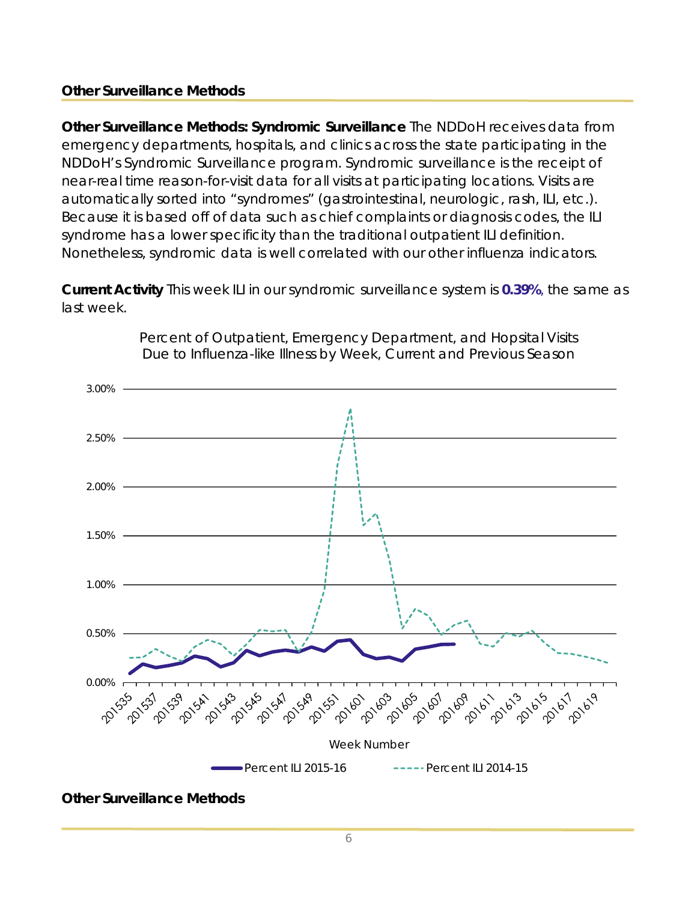## Other Surveillance Methods

**Other Surveillance Methods: Syndromic Surveillance** The NDDoH receives data from emergency departments, hospitals, and clinics across the state participating in the NDDoH's Syndromic Surveillance program. Syndromic surveillance is the receipt of near-real time reason-for-visit data for all visits at participating locations. Visits are automatically sorted into "syndromes" (gastrointestinal, neurologic, rash, ILI, etc.). Because it is based off of data such as chief complaints or diagnosis codes, the ILI syndrome has a lower specificity than the traditional outpatient ILI definition. Nonetheless, syndromic data is well correlated with our other influenza indicators.

**Current Activity** This week ILI in our syndromic surveillance system is **0.39%**, the same as last week.

Percent of Outpatient, Emergency Department, and Hopsital Visits Due to Influenza-like Illness by Week, Current and Previous Season

## Other Surveillance Methods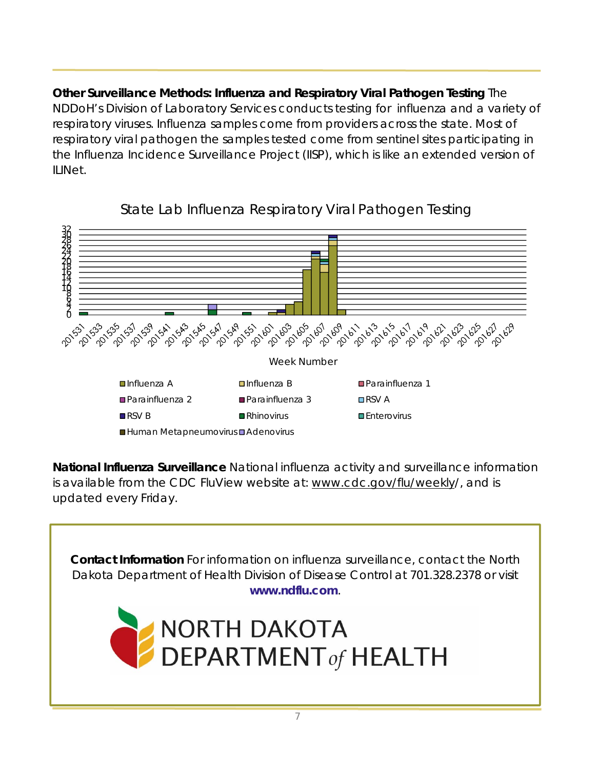**Other Surveillance Methods: Influenza and Respiratory Viral Pathogen Testing** The NDDoH's Division of Laboratory Services conducts testing for influenza and a variety of respiratory viruses. Influenza samples come from providers across the state. Most of respiratory viral pathogen the samples tested come from sentinel sites participating in the Influenza Incidence Surveillance Project (IISP), which is like an extended version of ILINet.

State Lab Influenza Respiratory Viral Pathogen Testing

0
2
4
6
8
10
12
14
16
18
20
22
24
26
28
30
32

201531 201533 201535 201537 201539 201541 201543 201545 201547 201549 201551 201601 201603 201605 201607 201609 201611 201613 201615 201617 201619 201621 201623 201625 201627 201629

Week Number

Influenza A
Influenza B
Parainfluenza 1
Parainfluenza 2
Parainfluenza 3
RSV A
RSV B
Rhinovirus
Enterovirus
Human Metapneumovirus
Adenovirus

**National Influenza Surveillance** National influenza activity and surveillance information is available from the CDC FluView website at: www.cdc.gov/flu/weekly/, and is updated every Friday.

**Contact Information** For information on influenza surveillance, contact the North Dakota Department of Health Division of Disease Control at 701.328.2378 or visit **www.ndflu.com**.

NORTH DAKOTA DEPARTMENT *of* HEALTH